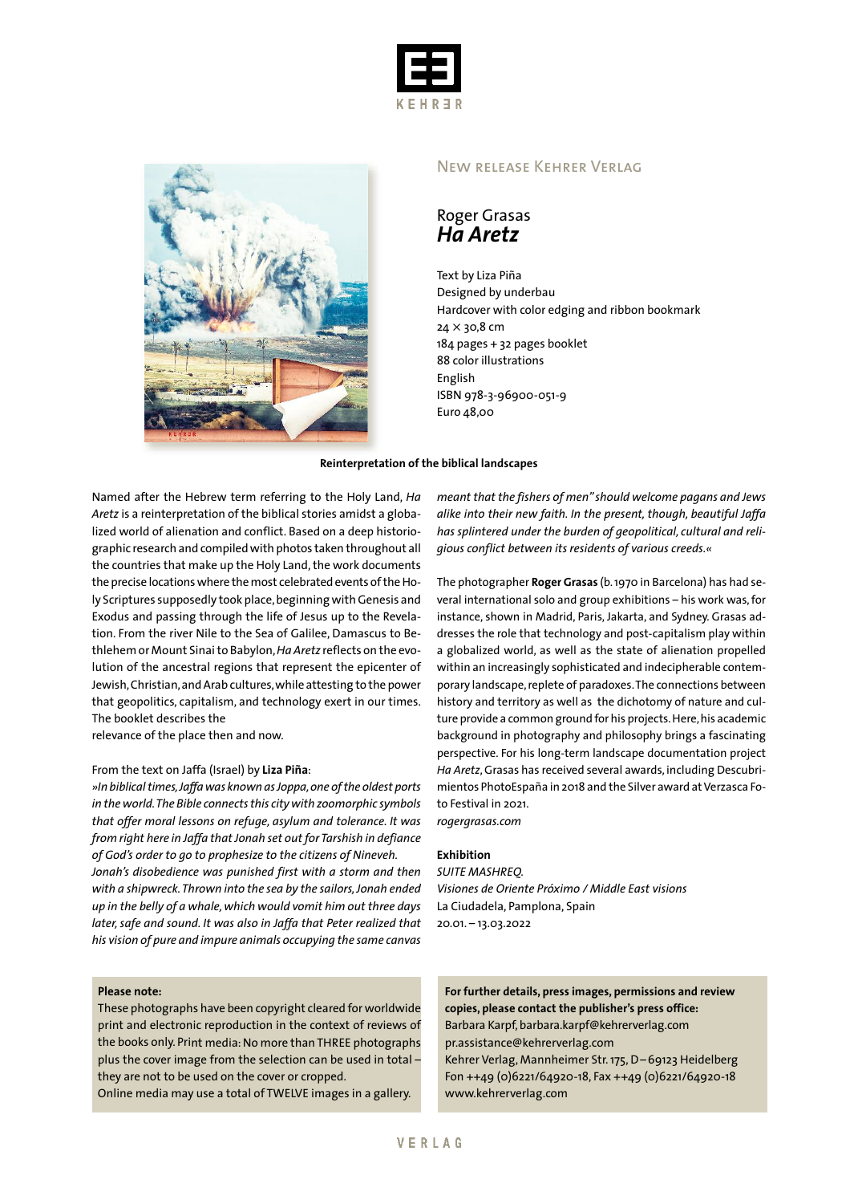KEHRER

## New release Kehrer Verlag

# Roger Grasas
# *Ha Aretz*

Text by Liza Piña
Designed by underbau
Hardcover with color edging and ribbon bookmark
24 × 30,8 cm
184 pages + 32 pages booklet
88 color illustrations
English
ISBN 978-3-96900-051-9
Euro 48,00

**Reinterpretation of the biblical landscapes**

Named after the Hebrew term referring to the Holy Land, *Ha Aretz* is a reinterpretation of the biblical stories amidst a globalized world of alienation and conflict. Based on a deep historiographic research and compiled with photos taken throughout all the countries that make up the Holy Land, the work documents the precise locations where the most celebrated events of the Holy Scriptures supposedly took place, beginning with Genesis and Exodus and passing through the life of Jesus up to the Revelation. From the river Nile to the Sea of Galilee, Damascus to Bethlehem or Mount Sinai to Babylon, *Ha Aretz* reflects on the evolution of the ancestral regions that represent the epicenter of Jewish, Christian, and Arab cultures, while attesting to the power that geopolitics, capitalism, and technology exert in our times. The booklet describes the
relevance of the place then and now.

From the text on Jaffa (Israel) by **Liza Piña**:
*»In biblical times, Jaffa was known as Joppa, one of the oldest ports in the world. The Bible connects this city with zoomorphic symbols that offer moral lessons on refuge, asylum and tolerance. It was from right here in Jaffa that Jonah set out for Tarshish in defiance of God's order to go to prophesize to the citizens of Nineveh. Jonah's disobedience was punished first with a storm and then with a shipwreck. Thrown into the sea by the sailors, Jonah ended up in the belly of a whale, which would vomit him out three days later, safe and sound. It was also in Jaffa that Peter realized that his vision of pure and impure animals occupying the same canvas meant that the fishers of men" should welcome pagans and Jews alike into their new faith. In the present, though, beautiful Jaffa has splintered under the burden of geopolitical, cultural and religious conflict between its residents of various creeds.«*

The photographer **Roger Grasas** (b. 1970 in Barcelona) has had several international solo and group exhibitions – his work was, for instance, shown in Madrid, Paris, Jakarta, and Sydney. Grasas addresses the role that technology and post-capitalism play within a globalized world, as well as the state of alienation propelled within an increasingly sophisticated and indecipherable contemporary landscape, replete of paradoxes. The connections between history and territory as well as the dichotomy of nature and culture provide a common ground for his projects. Here, his academic background in photography and philosophy brings a fascinating perspective. For his long-term landscape documentation project *Ha Aretz*, Grasas has received several awards, including Descubrimientos PhotoEspaña in 2018 and the Silver award at Verzasca Foto Festival in 2021.
*rogergrasas.com*

**Exhibition**
*SUITE MASHREQ.*
*Visiones de Oriente Próximo / Middle East visions*
La Ciudadela, Pamplona, Spain
20.01. – 13.03.2022

**Please note:**
These photographs have been copyright cleared for worldwide print and electronic reproduction in the context of reviews of the books only. Print media: No more than THREE photographs plus the cover image from the selection can be used in total – they are not to be used on the cover or cropped.
Online media may use a total of TWELVE images in a gallery.

**For further details, press images, permissions and review copies, please contact the publisher's press office:**
Barbara Karpf, barbara.karpf@kehrerverlag.com
pr.assistance@kehrerverlag.com
Kehrer Verlag, Mannheimer Str. 175, D – 69123 Heidelberg
Fon ++49 (0)6221/64920-18, Fax ++49 (0)6221/64920-18
www.kehrerverlag.com

VERLAG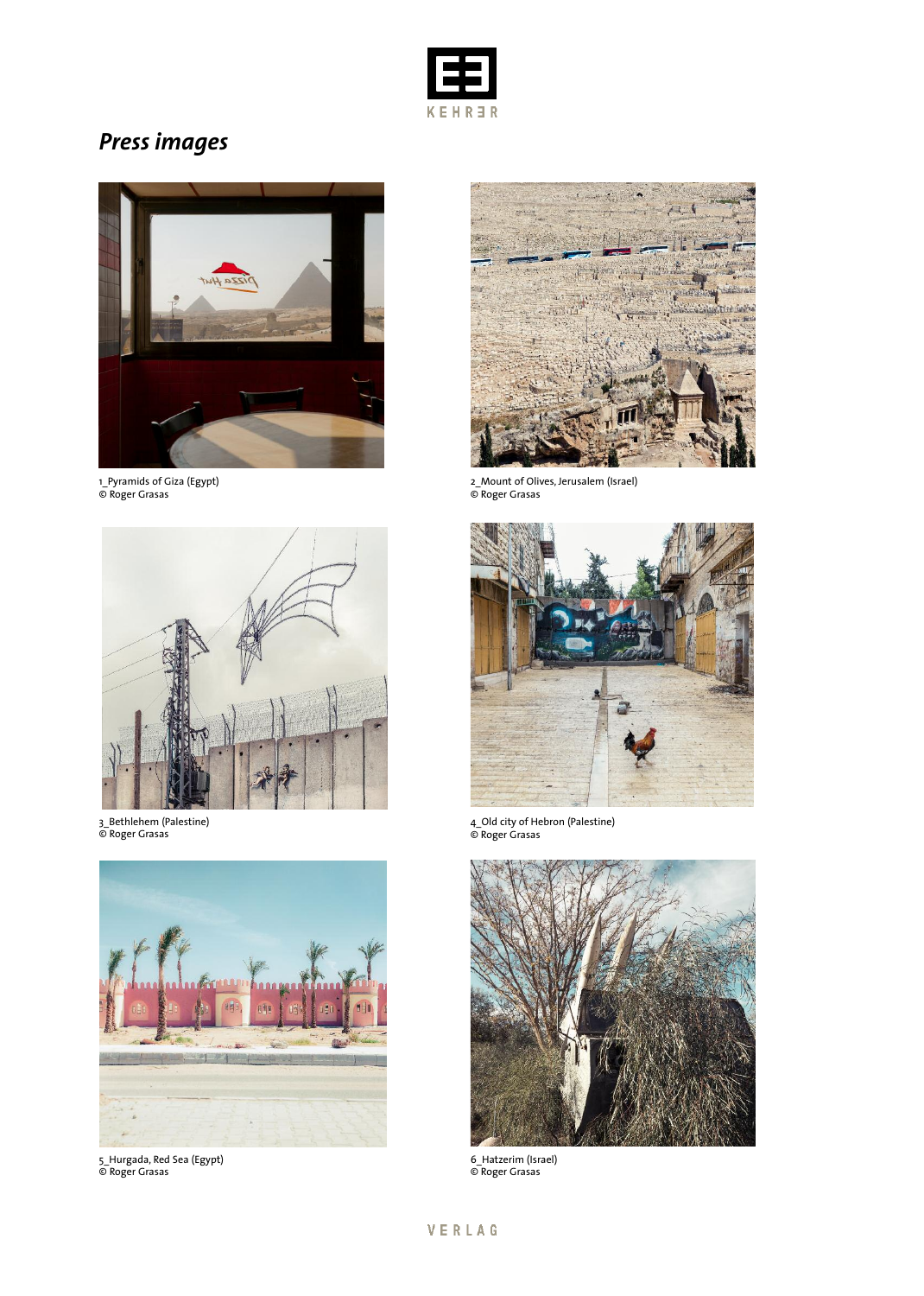# *Press images*

1_Pyramids of Giza (Egypt)
© Roger Grasas

2_Mount of Olives, Jerusalem (Israel)
© Roger Grasas

3_Bethlehem (Palestine)
© Roger Grasas

4_Old city of Hebron (Palestine)
© Roger Grasas

5_Hurgada, Red Sea (Egypt)
© Roger Grasas

6_Hatzerim (Israel)
© Roger Grasas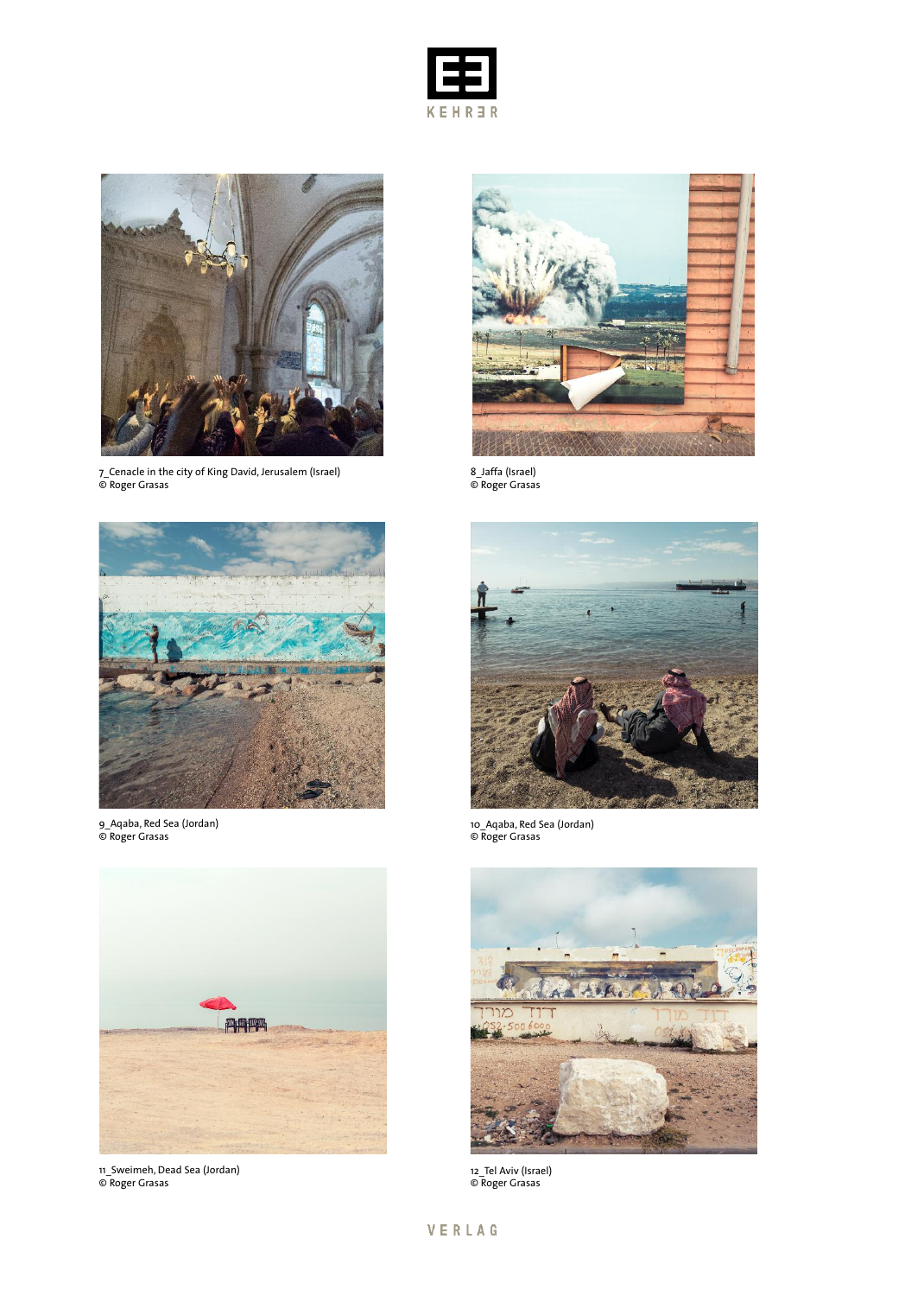7_Cenacle in the city of King David, Jerusalem (Israel)
© Roger Grasas

8_Jaffa (Israel)
© Roger Grasas

9_Aqaba, Red Sea (Jordan)
© Roger Grasas

10_Aqaba, Red Sea (Jordan)
© Roger Grasas

11_Sweimeh, Dead Sea (Jordan)
© Roger Grasas

12_Tel Aviv (Israel)
© Roger Grasas